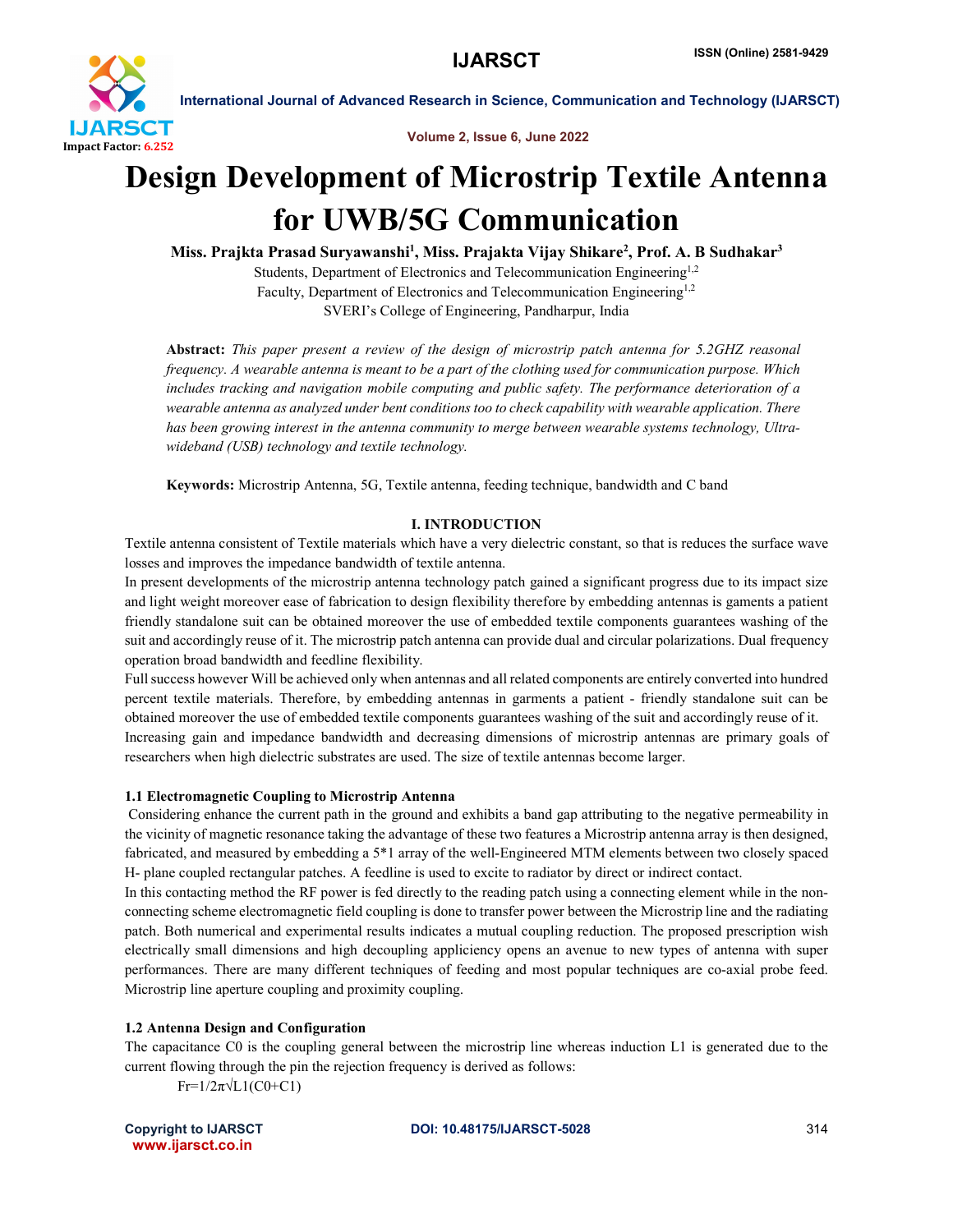# Design Development of Microstrip Textile Antenna for UWB/5G Communication

**Miss. Prajkta Prasad Suryawanshi[1], Miss. Prajakta Vijay Shikare[2], Prof. A. B Sudhakar[3]**

Students, Department of Electronics and Telecommunication Engineering[1,2]

Faculty, Department of Electronics and Telecommunication Engineering[1,2]

SVERI's College of Engineering, Pandharpur, India

**Abstract:** *This paper present a review of the design of microstrip patch antenna for 5.2GHZ reasonal frequency. A wearable antenna is meant to be a part of the clothing used for communication purpose. Which includes tracking and navigation mobile computing and public safety. The performance deterioration of a wearable antenna as analyzed under bent conditions too to check capability with wearable application. There has been growing interest in the antenna community to merge between wearable systems technology, Ultra-wideband (USB) technology and textile technology.*

**Keywords:** Microstrip Antenna, 5G, Textile antenna, feeding technique, bandwidth and C band

## I. INTRODUCTION

Textile antenna consistent of Textile materials which have a very dielectric constant, so that is reduces the surface wave losses and improves the impedance bandwidth of textile antenna.

In present developments of the microstrip antenna technology patch gained a significant progress due to its impact size and light weight moreover ease of fabrication to design flexibility therefore by embedding antennas is gaments a patient friendly standalone suit can be obtained moreover the use of embedded textile components guarantees washing of the suit and accordingly reuse of it. The microstrip patch antenna can provide dual and circular polarizations. Dual frequency operation broad bandwidth and feedline flexibility.

Full success however Will be achieved only when antennas and all related components are entirely converted into hundred percent textile materials. Therefore, by embedding antennas in garments a patient - friendly standalone suit can be obtained moreover the use of embedded textile components guarantees washing of the suit and accordingly reuse of it.

Increasing gain and impedance bandwidth and decreasing dimensions of microstrip antennas are primary goals of researchers when high dielectric substrates are used. The size of textile antennas become larger.

### 1.1 Electromagnetic Coupling to Microstrip Antenna

Considering enhance the current path in the ground and exhibits a band gap attributing to the negative permeability in the vicinity of magnetic resonance taking the advantage of these two features a Microstrip antenna array is then designed, fabricated, and measured by embedding a 5*1 array of the well-Engineered MTM elements between two closely spaced H- plane coupled rectangular patches. A feedline is used to excite to radiator by direct or indirect contact.

In this contacting method the RF power is fed directly to the reading patch using a connecting element while in the non-connecting scheme electromagnetic field coupling is done to transfer power between the Microstrip line and the radiating patch. Both numerical and experimental results indicates a mutual coupling reduction. The proposed prescription wish electrically small dimensions and high decoupling applicency opens an avenue to new types of antenna with super performances. There are many different techniques of feeding and most popular techniques are co-axial probe feed. Microstrip line aperture coupling and proximity coupling.

### 1.2 Antenna Design and Configuration

The capacitance C0 is the coupling general between the microstrip line whereas induction L1 is generated due to the current flowing through the pin the rejection frequency is derived as follows:

$$Fr=1/2\pi\sqrt{L1(C0+C1)}$$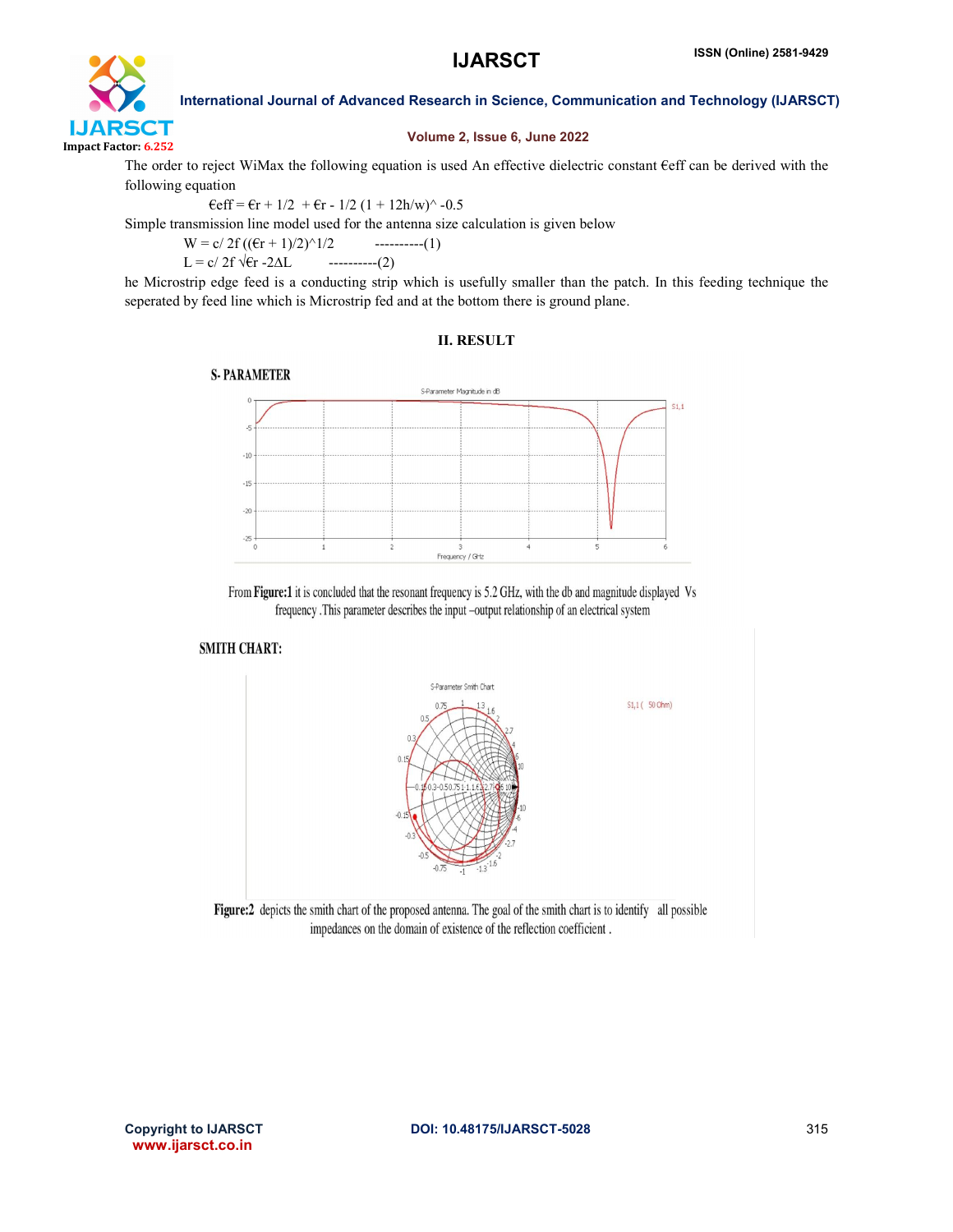The order to reject WiMax the following equation is used An effective dielectric constant $\epsilon_{eff}$ can be derived with the following equation

$$\epsilon_{eff} = \epsilon_r + 1/2 + \epsilon_r - 1/2 (1 + 12h/w)^{-0.5}$$

Simple transmission line model used for the antenna size calculation is given below

$$W = c/ 2f ((\epsilon_r + 1)/2)^{1/2} \quad \text{----------(1)}$$

$$L = c/ 2f \sqrt{\epsilon_r} -2\Delta L \quad \text{----------(2)}$$

he Microstrip edge feed is a conducting strip which is usefully smaller than the patch. In this feeding technique the seperated by feed line which is Microstrip fed and at the bottom there is ground plane.

## II. RESULT

### S- PARAMETER

From **Figure:1** it is concluded that the resonant frequency is 5.2 GHz, with the db and magnitude displayed Vs frequency .This parameter describes the input –output relationship of an electrical system

### SMITH CHART:

**Figure:2** depicts the smith chart of the proposed antenna. The goal of the smith chart is to identify all possible impedances on the domain of existence of the reflection coefficient .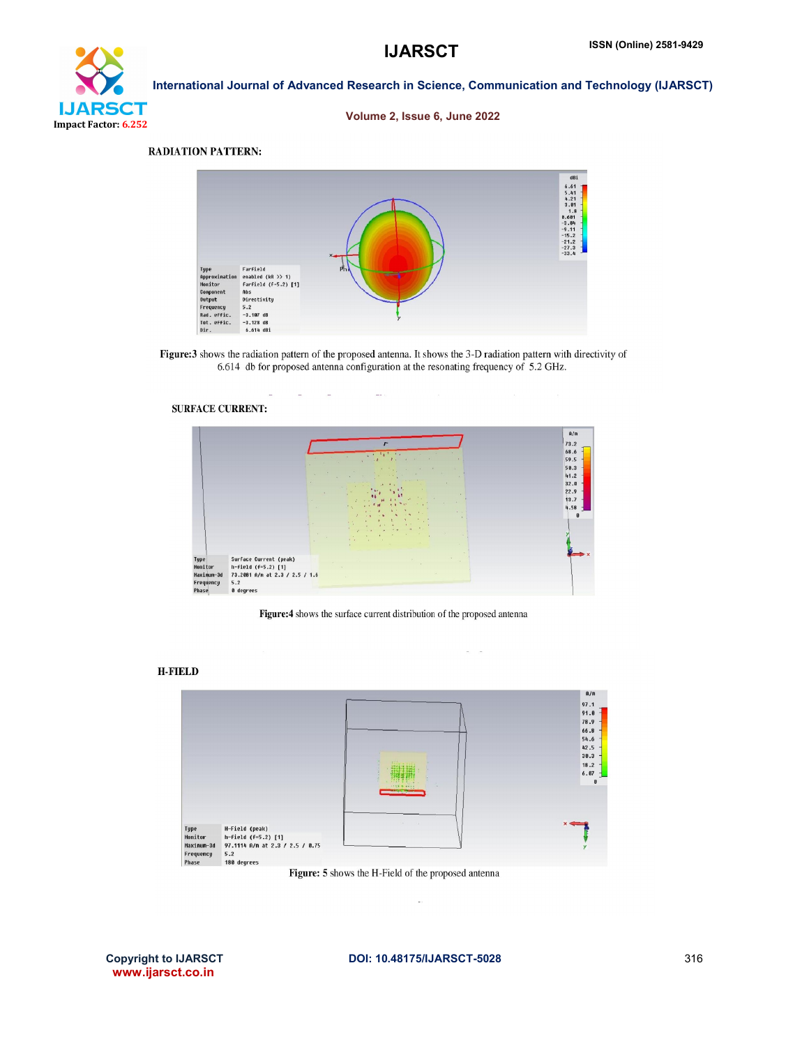RADIATION PATTERN:

**Figure:3** shows the radiation pattern of the proposed antenna. It shows the 3-D radiation pattern with directivity of 6.614 db for proposed antenna configuration at the resonating frequency of 5.2 GHz.

SURFACE CURRENT:

**Figure:4** shows the surface current distribution of the proposed antenna

H-FIELD

**Figure: 5** shows the H-Field of the proposed antenna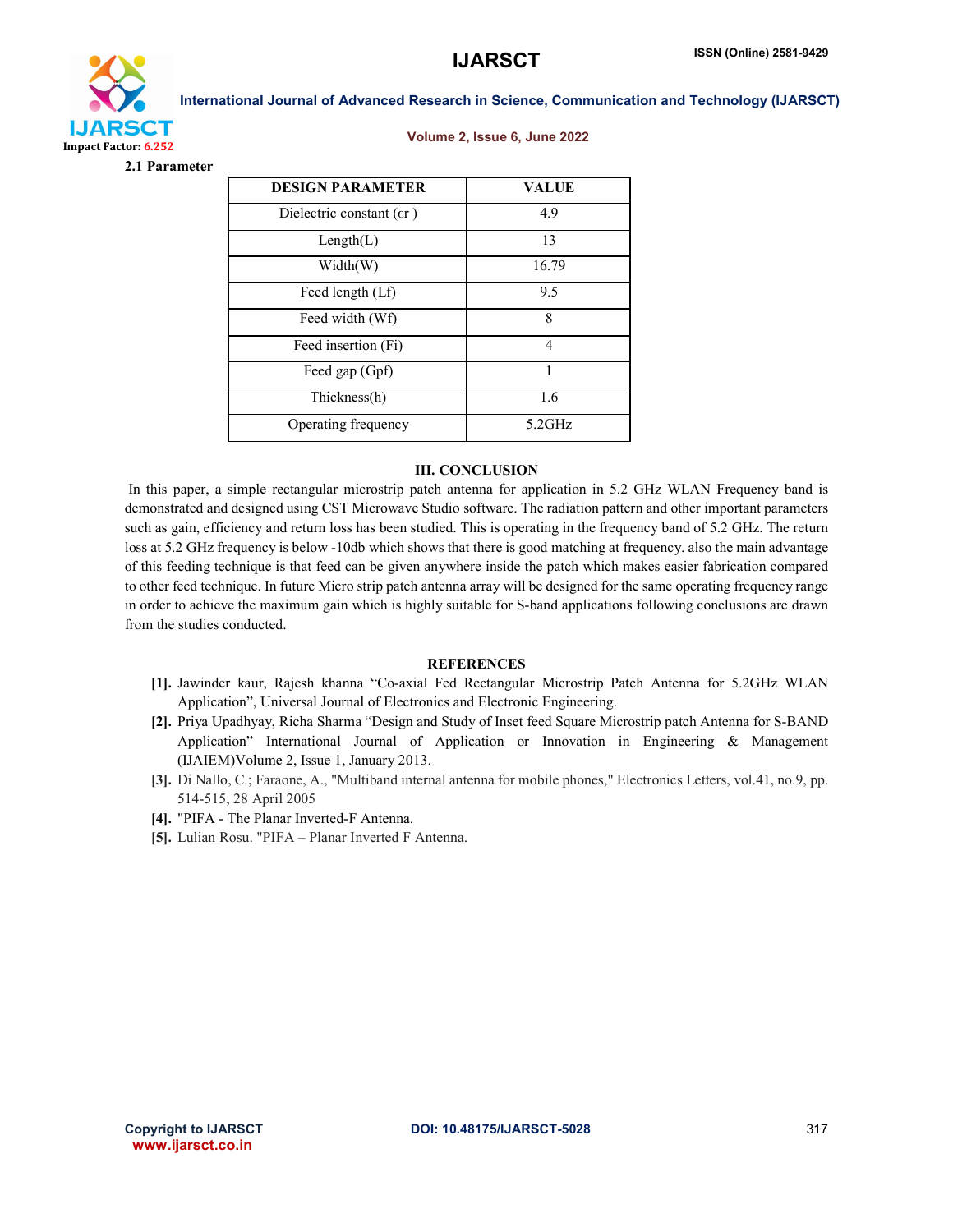### 2.1 Parameter

| DESIGN PARAMETER | VALUE |
|---|---|
| Dielectric constant ($\epsilon r$ ) | 4.9 |
| Length(L) | 13 |
| Width(W) | 16.79 |
| Feed length (Lf) | 9.5 |
| Feed width (Wf) | 8 |
| Feed insertion (Fi) | 4 |
| Feed gap (Gpf) | 1 |
| Thickness(h) | 1.6 |
| Operating frequency | 5.2GHz |

## III. CONCLUSION

In this paper, a simple rectangular microstrip patch antenna for application in 5.2 GHz WLAN Frequency band is demonstrated and designed using CST Microwave Studio software. The radiation pattern and other important parameters such as gain, efficiency and return loss has been studied. This is operating in the frequency band of 5.2 GHz. The return loss at 5.2 GHz frequency is below -10db which shows that there is good matching at frequency. also the main advantage of this feeding technique is that feed can be given anywhere inside the patch which makes easier fabrication compared to other feed technique. In future Micro strip patch antenna array will be designed for the same operating frequency range in order to achieve the maximum gain which is highly suitable for S-band applications following conclusions are drawn from the studies conducted.

## REFERENCES

- **[1].** Jawinder kaur, Rajesh khanna "Co-axial Fed Rectangular Microstrip Patch Antenna for 5.2GHz WLAN Application", Universal Journal of Electronics and Electronic Engineering.
- **[2].** Priya Upadhyay, Richa Sharma "Design and Study of Inset feed Square Microstrip patch Antenna for S-BAND Application" International Journal of Application or Innovation in Engineering & Management (IJAIEM)Volume 2, Issue 1, January 2013.
- **[3].** Di Nallo, C.; Faraone, A., "Multiband internal antenna for mobile phones," Electronics Letters, vol.41, no.9, pp. 514-515, 28 April 2005
- **[4].** "PIFA - The Planar Inverted-F Antenna.
- **[5].** Lulian Rosu. "PIFA – Planar Inverted F Antenna.